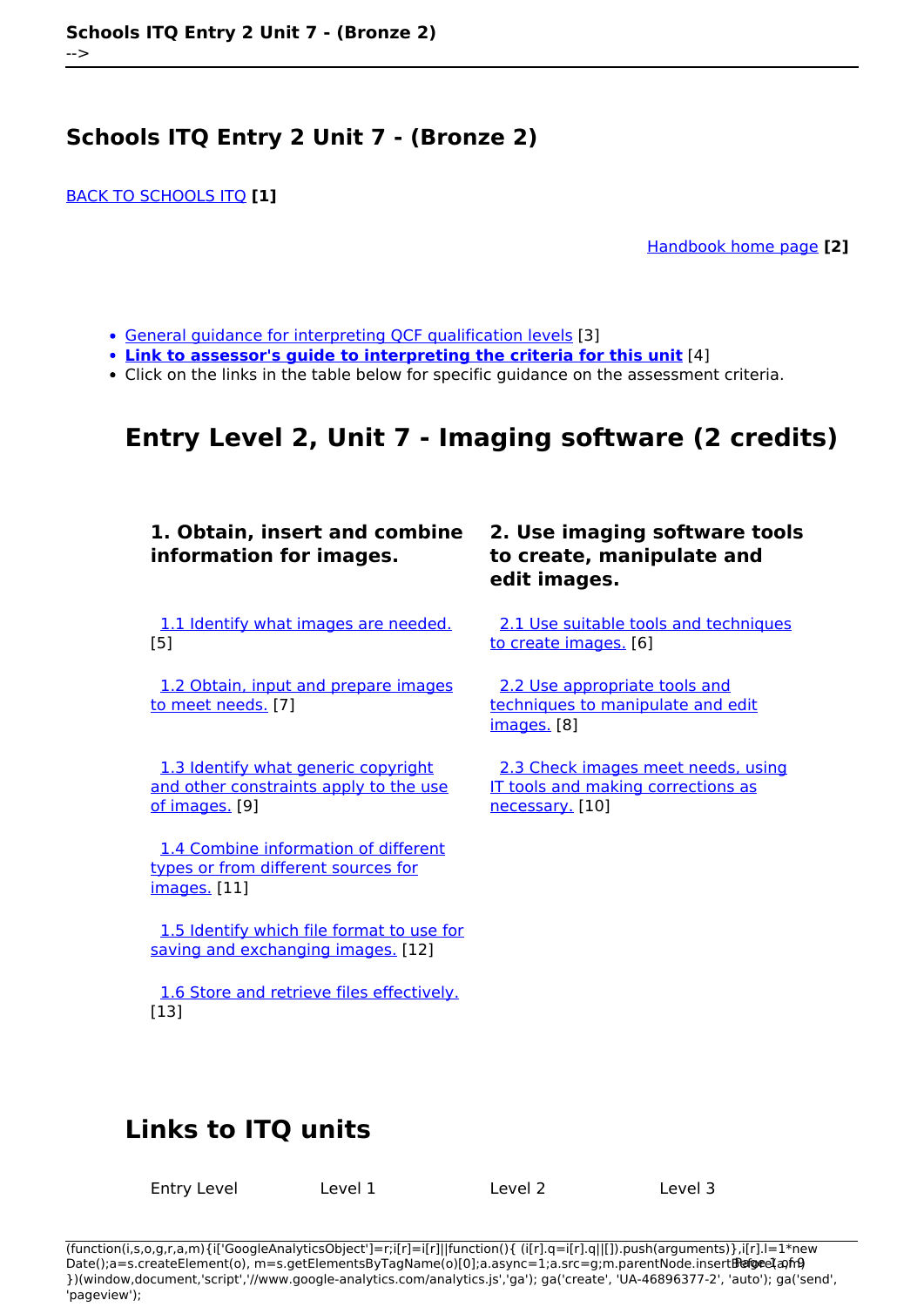# Schools ITQ Entry 2 Unit 7 - (Bronze 2)

BACK TO SCHOOLS ITQ **[1]**

Handbook home page **[2]**

- General guidance for interpreting QCF qualification levels [3]
- **Link to assessor's guide to interpreting the criteria for this unit** [4]
- Click on the links in the table below for specific guidance on the assessment criteria.

## Entry Level 2, Unit 7 - Imaging software (2 credits)

| 1. Obtain, insert and combine information for images. | 2. Use imaging software tools to create, manipulate and edit images. |
|---|---|
| 1.1 Identify what images are needed. [5] | 2.1 Use suitable tools and techniques to create images. [6] |
| 1.2 Obtain, input and prepare images to meet needs. [7] | 2.2 Use appropriate tools and techniques to manipulate and edit images. [8] |
| 1.3 Identify what generic copyright and other constraints apply to the use of images. [9] | 2.3 Check images meet needs, using IT tools and making corrections as necessary. [10] |
| 1.4 Combine information of different types or from different sources for images. [11] | |
| 1.5 Identify which file format to use for saving and exchanging images. [12] | |
| 1.6 Store and retrieve files effectively. [13] | |

## Links to ITQ units

| Entry Level | Level 1 | Level 2 | Level 3 |
|---|---|---|---|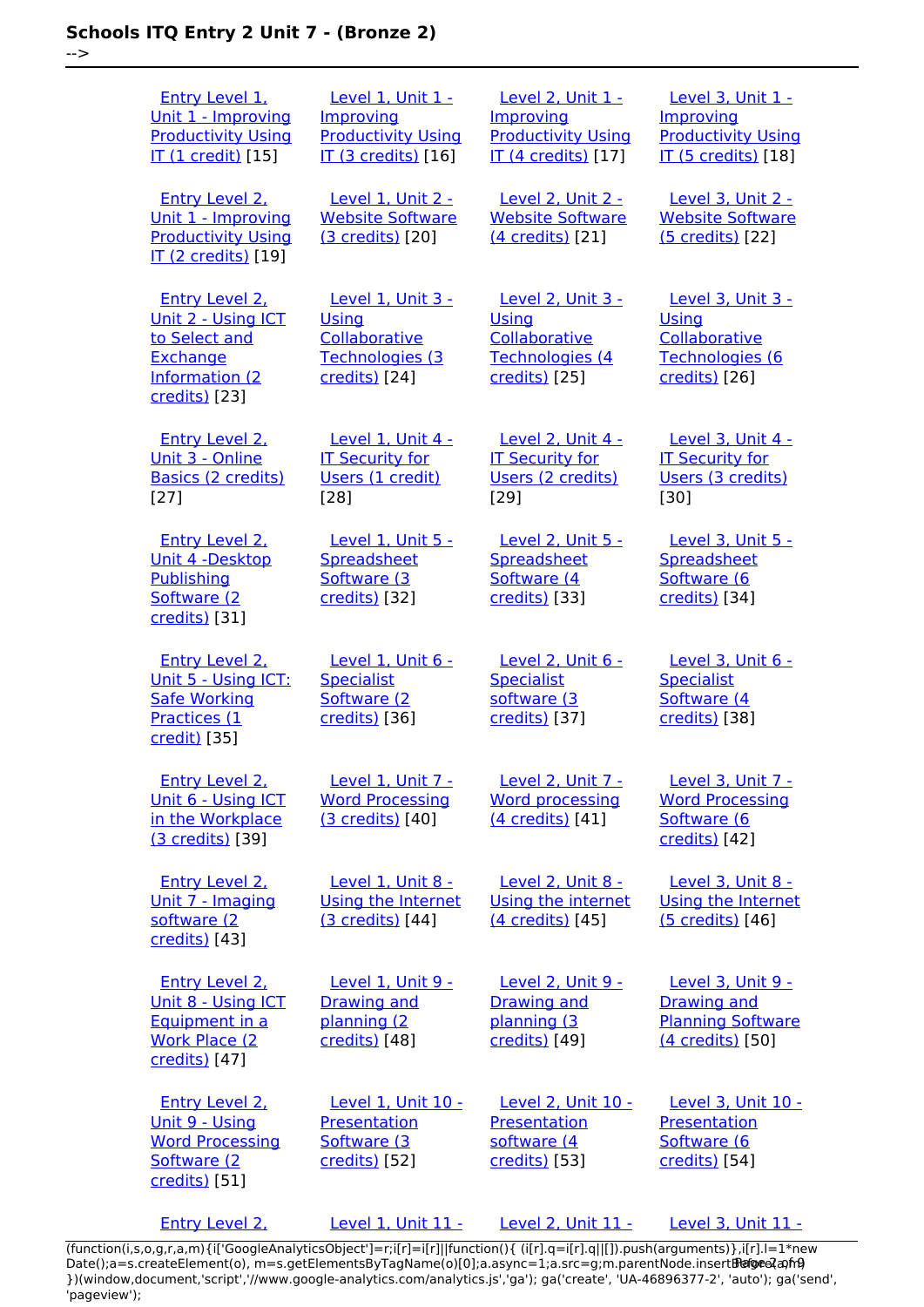# Schools ITQ Entry 2 Unit 7 - (Bronze 2)

-->

| | | | |
|---|---|---|---|
| Entry Level 1, Unit 1 - Improving Productivity Using IT (1 credit) [15] | Level 1, Unit 1 - Improving Productivity Using IT (3 credits) [16] | Level 2, Unit 1 - Improving Productivity Using IT (4 credits) [17] | Level 3, Unit 1 - Improving Productivity Using IT (5 credits) [18] |
| Entry Level 2, Unit 1 - Improving Productivity Using IT (2 credits) [19] | Level 1, Unit 2 - Website Software (3 credits) [20] | Level 2, Unit 2 - Website Software (4 credits) [21] | Level 3, Unit 2 - Website Software (5 credits) [22] |
| Entry Level 2, Unit 2 - Using ICT to Select and Exchange Information (2 credits) [23] | Level 1, Unit 3 - Using Collaborative Technologies (3 credits) [24] | Level 2, Unit 3 - Using Collaborative Technologies (4 credits) [25] | Level 3, Unit 3 - Using Collaborative Technologies (6 credits) [26] |
| Entry Level 2, Unit 3 - Online Basics (2 credits) [27] | Level 1, Unit 4 - IT Security for Users (1 credit) [28] | Level 2, Unit 4 - IT Security for Users (2 credits) [29] | Level 3, Unit 4 - IT Security for Users (3 credits) [30] |
| Entry Level 2, Unit 4 -Desktop Publishing Software (2 credits) [31] | Level 1, Unit 5 - Spreadsheet Software (3 credits) [32] | Level 2, Unit 5 - Spreadsheet Software (4 credits) [33] | Level 3, Unit 5 - Spreadsheet Software (6 credits) [34] |
| Entry Level 2, Unit 5 - Using ICT: Safe Working Practices (1 credit) [35] | Level 1, Unit 6 - Specialist Software (2 credits) [36] | Level 2, Unit 6 - Specialist software (3 credits) [37] | Level 3, Unit 6 - Specialist Software (4 credits) [38] |
| Entry Level 2, Unit 6 - Using ICT in the Workplace (3 credits) [39] | Level 1, Unit 7 - Word Processing (3 credits) [40] | Level 2, Unit 7 - Word processing (4 credits) [41] | Level 3, Unit 7 - Word Processing Software (6 credits) [42] |
| Entry Level 2, Unit 7 - Imaging software (2 credits) [43] | Level 1, Unit 8 - Using the Internet (3 credits) [44] | Level 2, Unit 8 - Using the internet (4 credits) [45] | Level 3, Unit 8 - Using the Internet (5 credits) [46] |
| Entry Level 2, Unit 8 - Using ICT Equipment in a Work Place (2 credits) [47] | Level 1, Unit 9 - Drawing and planning (2 credits) [48] | Level 2, Unit 9 - Drawing and planning (3 credits) [49] | Level 3, Unit 9 - Drawing and Planning Software (4 credits) [50] |
| Entry Level 2, Unit 9 - Using Word Processing Software (2 credits) [51] | Level 1, Unit 10 - Presentation Software (3 credits) [52] | Level 2, Unit 10 - Presentation software (4 credits) [53] | Level 3, Unit 10 - Presentation Software (6 credits) [54] |
| Entry Level 2, | Level 1, Unit 11 - | Level 2, Unit 11 - | Level 3, Unit 11 - |

```
(function(i,s,o,g,r,a,m){i['GoogleAnalyticsObject']=r;i[r]=i[r]||function(){ (i[r].q=i[r].q||[]).push(arguments)},i[r].l=1*new Date();a=s.createElement(o), m=s.getElementsByTagName(o)[0];a.async=1;a.src=g;m.parentNode.insertBefore(a,m) })(window,document,'script','//www.google-analytics.com/analytics.js','ga'); ga('create', 'UA-46896377-2', 'auto'); ga('send', 'pageview');
```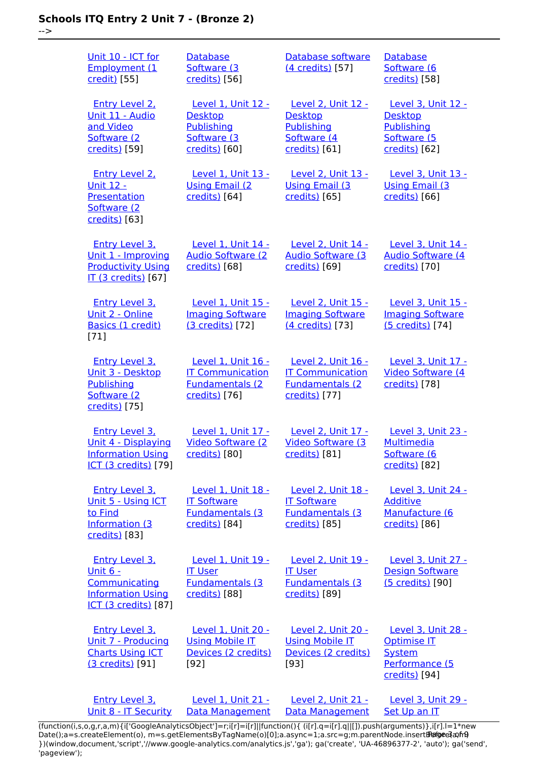| | | | |
|---|---|---|---|
| Unit 10 - ICT for Employment (1 credit) [55] | Database Software (3 credits) [56] | Database software (4 credits) [57] | Database Software (6 credits) [58] |
| Entry Level 2, Unit 11 - Audio and Video Software (2 credits) [59] | Level 1, Unit 12 - Desktop Publishing Software (3 credits) [60] | Level 2, Unit 12 - Desktop Publishing Software (4 credits) [61] | Level 3, Unit 12 - Desktop Publishing Software (5 credits) [62] |
| Entry Level 2, Unit 12 - Presentation Software (2 credits) [63] | Level 1, Unit 13 - Using Email (2 credits) [64] | Level 2, Unit 13 - Using Email (3 credits) [65] | Level 3, Unit 13 - Using Email (3 credits) [66] |
| Entry Level 3, Unit 1 - Improving Productivity Using IT (3 credits) [67] | Level 1, Unit 14 - Audio Software (2 credits) [68] | Level 2, Unit 14 - Audio Software (3 credits) [69] | Level 3, Unit 14 - Audio Software (4 credits) [70] |
| Entry Level 3, Unit 2 - Online Basics (1 credit) [71] | Level 1, Unit 15 - Imaging Software (3 credits) [72] | Level 2, Unit 15 - Imaging Software (4 credits) [73] | Level 3, Unit 15 - Imaging Software (5 credits) [74] |
| Entry Level 3, Unit 3 - Desktop Publishing Software (2 credits) [75] | Level 1, Unit 16 - IT Communication Fundamentals (2 credits) [76] | Level 2, Unit 16 - IT Communication Fundamentals (2 credits) [77] | Level 3, Unit 17 - Video Software (4 credits) [78] |
| Entry Level 3, Unit 4 - Displaying Information Using ICT (3 credits) [79] | Level 1, Unit 17 - Video Software (2 credits) [80] | Level 2, Unit 17 - Video Software (3 credits) [81] | Level 3, Unit 23 - Multimedia Software (6 credits) [82] |
| Entry Level 3, Unit 5 - Using ICT to Find Information (3 credits) [83] | Level 1, Unit 18 - IT Software Fundamentals (3 credits) [84] | Level 2, Unit 18 - IT Software Fundamentals (3 credits) [85] | Level 3, Unit 24 - Additive Manufacture (6 credits) [86] |
| Entry Level 3, Unit 6 - Communicating Information Using ICT (3 credits) [87] | Level 1, Unit 19 - IT User Fundamentals (3 credits) [88] | Level 2, Unit 19 - IT User Fundamentals (3 credits) [89] | Level 3, Unit 27 - Design Software (5 credits) [90] |
| Entry Level 3, Unit 7 - Producing Charts Using ICT (3 credits) [91] | Level 1, Unit 20 - Using Mobile IT Devices (2 credits) [92] | Level 2, Unit 20 - Using Mobile IT Devices (2 credits) [93] | Level 3, Unit 28 - Optimise IT System Performance (5 credits) [94] |
| Entry Level 3, Unit 8 - IT Security | Level 1, Unit 21 - Data Management | Level 2, Unit 21 - Data Management | Level 3, Unit 29 - Set Up an IT |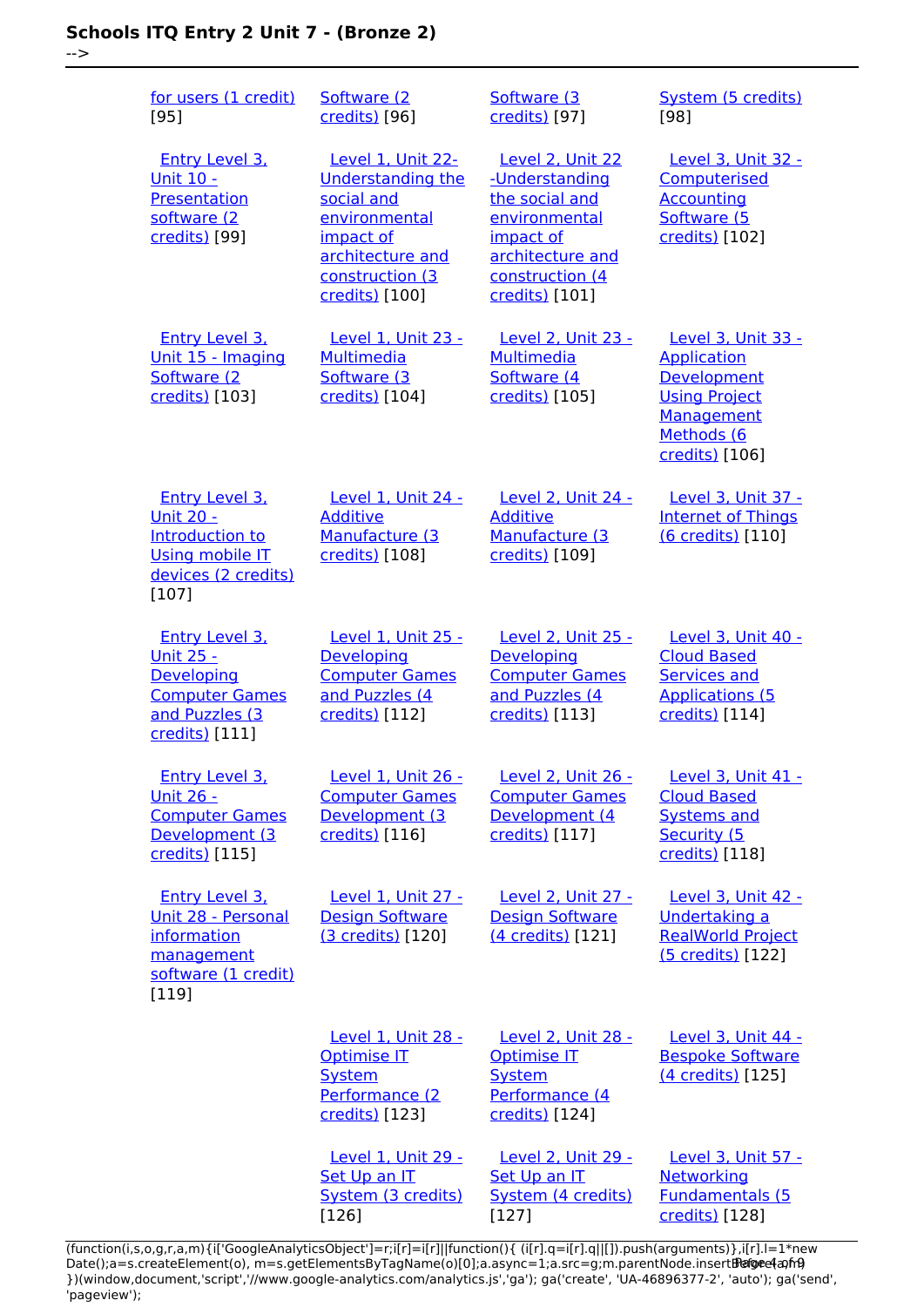| | | | |
|---|---|---|---|
| for users (1 credit) [95] | Software (2 credits) [96] | Software (3 credits) [97] | System (5 credits) [98] |
| Entry Level 3, Unit 10 - Presentation software (2 credits) [99] | Level 1, Unit 22- Understanding the social and environmental impact of architecture and construction (3 credits) [100] | Level 2, Unit 22 -Understanding the social and environmental impact of architecture and construction (4 credits) [101] | Level 3, Unit 32 - Computerised Accounting Software (5 credits) [102] |
| Entry Level 3, Unit 15 - Imaging Software (2 credits) [103] | Level 1, Unit 23 - Multimedia Software (3 credits) [104] | Level 2, Unit 23 - Multimedia Software (4 credits) [105] | Level 3, Unit 33 - Application Development Using Project Management Methods (6 credits) [106] |
| Entry Level 3, Unit 20 - Introduction to Using mobile IT devices (2 credits) [107] | Level 1, Unit 24 - Additive Manufacture (3 credits) [108] | Level 2, Unit 24 - Additive Manufacture (3 credits) [109] | Level 3, Unit 37 - Internet of Things (6 credits) [110] |
| Entry Level 3, Unit 25 - Developing Computer Games and Puzzles (3 credits) [111] | Level 1, Unit 25 - Developing Computer Games and Puzzles (4 credits) [112] | Level 2, Unit 25 - Developing Computer Games and Puzzles (4 credits) [113] | Level 3, Unit 40 - Cloud Based Services and Applications (5 credits) [114] |
| Entry Level 3, Unit 26 - Computer Games Development (3 credits) [115] | Level 1, Unit 26 - Computer Games Development (3 credits) [116] | Level 2, Unit 26 - Computer Games Development (4 credits) [117] | Level 3, Unit 41 - Cloud Based Systems and Security (5 credits) [118] |
| Entry Level 3, Unit 28 - Personal information management software (1 credit) [119] | Level 1, Unit 27 - Design Software (3 credits) [120] | Level 2, Unit 27 - Design Software (4 credits) [121] | Level 3, Unit 42 - Undertaking a RealWorld Project (5 credits) [122] |
| | Level 1, Unit 28 - Optimise IT System Performance (2 credits) [123] | Level 2, Unit 28 - Optimise IT System Performance (4 credits) [124] | Level 3, Unit 44 - Bespoke Software (4 credits) [125] |
| | Level 1, Unit 29 - Set Up an IT System (3 credits) [126] | Level 2, Unit 29 - Set Up an IT System (4 credits) [127] | Level 3, Unit 57 - Networking Fundamentals (5 credits) [128] |

```
(function(i,s,o,g,r,a,m){i['GoogleAnalyticsObject']=r;i[r]=i[r]||function(){ (i[r].q=i[r].q||[]).push(arguments)},i[r].l=1*new Date();a=s.createElement(o), m=s.getElementsByTagName(o)[0];a.async=1;a.src=g;m.parentNode.insertBefore(a,m) })(window,document,'script','//www.google-analytics.com/analytics.js','ga'); ga('create', 'UA-46896377-2', 'auto'); ga('send', 'pageview');
```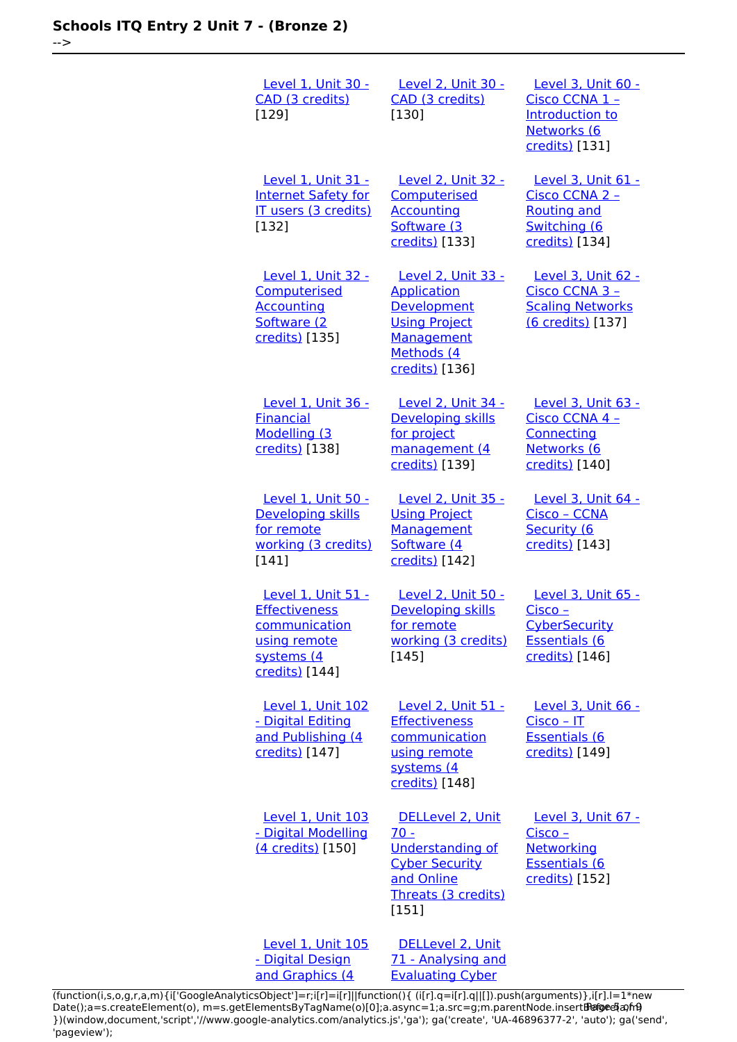| | | |
|---|---|---|
| Level 1, Unit 30 - CAD (3 credits) [129] | Level 2, Unit 30 - CAD (3 credits) [130] | Level 3, Unit 60 - Cisco CCNA 1 – Introduction to Networks (6 credits) [131] |
| Level 1, Unit 31 - Internet Safety for IT users (3 credits) [132] | Level 2, Unit 32 - Computerised Accounting Software (3 credits) [133] | Level 3, Unit 61 - Cisco CCNA 2 – Routing and Switching (6 credits) [134] |
| Level 1, Unit 32 - Computerised Accounting Software (2 credits) [135] | Level 2, Unit 33 - Application Development Using Project Management Methods (4 credits) [136] | Level 3, Unit 62 - Cisco CCNA 3 – Scaling Networks (6 credits) [137] |
| Level 1, Unit 36 - Financial Modelling (3 credits) [138] | Level 2, Unit 34 - Developing skills for project management (4 credits) [139] | Level 3, Unit 63 - Cisco CCNA 4 – Connecting Networks (6 credits) [140] |
| Level 1, Unit 50 - Developing skills for remote working (3 credits) [141] | Level 2, Unit 35 - Using Project Management Software (4 credits) [142] | Level 3, Unit 64 - Cisco – CCNA Security (6 credits) [143] |
| Level 1, Unit 51 - Effectiveness communication using remote systems (4 credits) [144] | Level 2, Unit 50 - Developing skills for remote working (3 credits) [145] | Level 3, Unit 65 - Cisco – CyberSecurity Essentials (6 credits) [146] |
| Level 1, Unit 102 - Digital Editing and Publishing (4 credits) [147] | Level 2, Unit 51 - Effectiveness communication using remote systems (4 credits) [148] | Level 3, Unit 66 - Cisco – IT Essentials (6 credits) [149] |
| Level 1, Unit 103 - Digital Modelling (4 credits) [150] | DELLevel 2, Unit 70 - Understanding of Cyber Security and Online Threats (3 credits) [151] | Level 3, Unit 67 - Cisco – Networking Essentials (6 credits) [152] |
| Level 1, Unit 105 - Digital Design and Graphics (4 | DELLevel 2, Unit 71 - Analysing and Evaluating Cyber | |

```
(function(i,s,o,g,r,a,m){i['GoogleAnalyticsObject']=r;i[r]=i[r]||function(){ (i[r].q=i[r].q||[]).push(arguments)},i[r].l=1*new Date();a=s.createElement(o), m=s.getElementsByTagName(o)[0];a.async=1;a.src=g;m.parentNode.insertBefore(a,m) })(window,document,'script','//www.google-analytics.com/analytics.js','ga'); ga('create', 'UA-46896377-2', 'auto'); ga('send', 'pageview');
```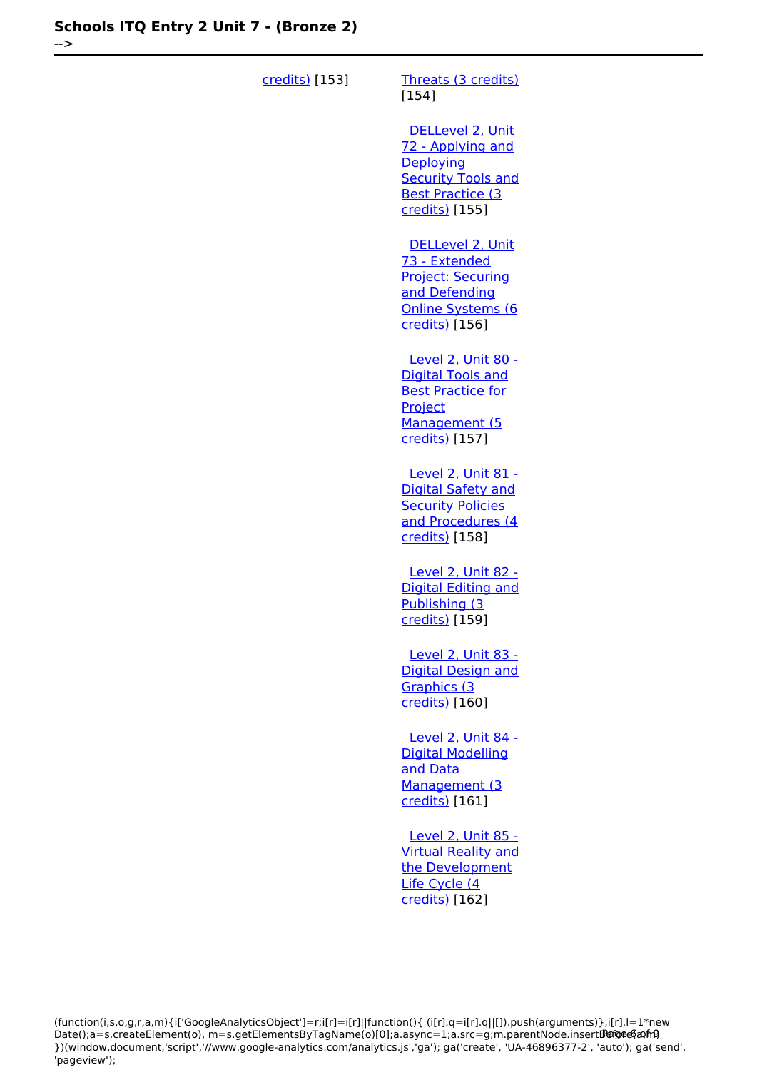credits) [153]

Threats (3 credits) [154]

DELLevel 2, Unit 72 - Applying and Deploying Security Tools and Best Practice (3 credits) [155]

DELLevel 2, Unit 73 - Extended Project: Securing and Defending Online Systems (6 credits) [156]

Level 2, Unit 80 - Digital Tools and Best Practice for Project Management (5 credits) [157]

Level 2, Unit 81 - Digital Safety and Security Policies and Procedures (4 credits) [158]

Level 2, Unit 82 - Digital Editing and Publishing (3 credits) [159]

Level 2, Unit 83 - Digital Design and Graphics (3 credits) [160]

Level 2, Unit 84 - Digital Modelling and Data Management (3 credits) [161]

Level 2, Unit 85 - Virtual Reality and the Development Life Cycle (4 credits) [162]

```
(function(i,s,o,g,r,a,m){i['GoogleAnalyticsObject']=r;i[r]=i[r]||function(){ (i[r].q=i[r].q||[]).push(arguments)},i[r].l=1*new Date();a=s.createElement(o), m=s.getElementsByTagName(o)[0];a.async=1;a.src=g;m.parentNode.insertBefore(a,m) })(window,document,'script','//www.google-analytics.com/analytics.js','ga'); ga('create', 'UA-46896377-2', 'auto'); ga('send', 'pageview');
```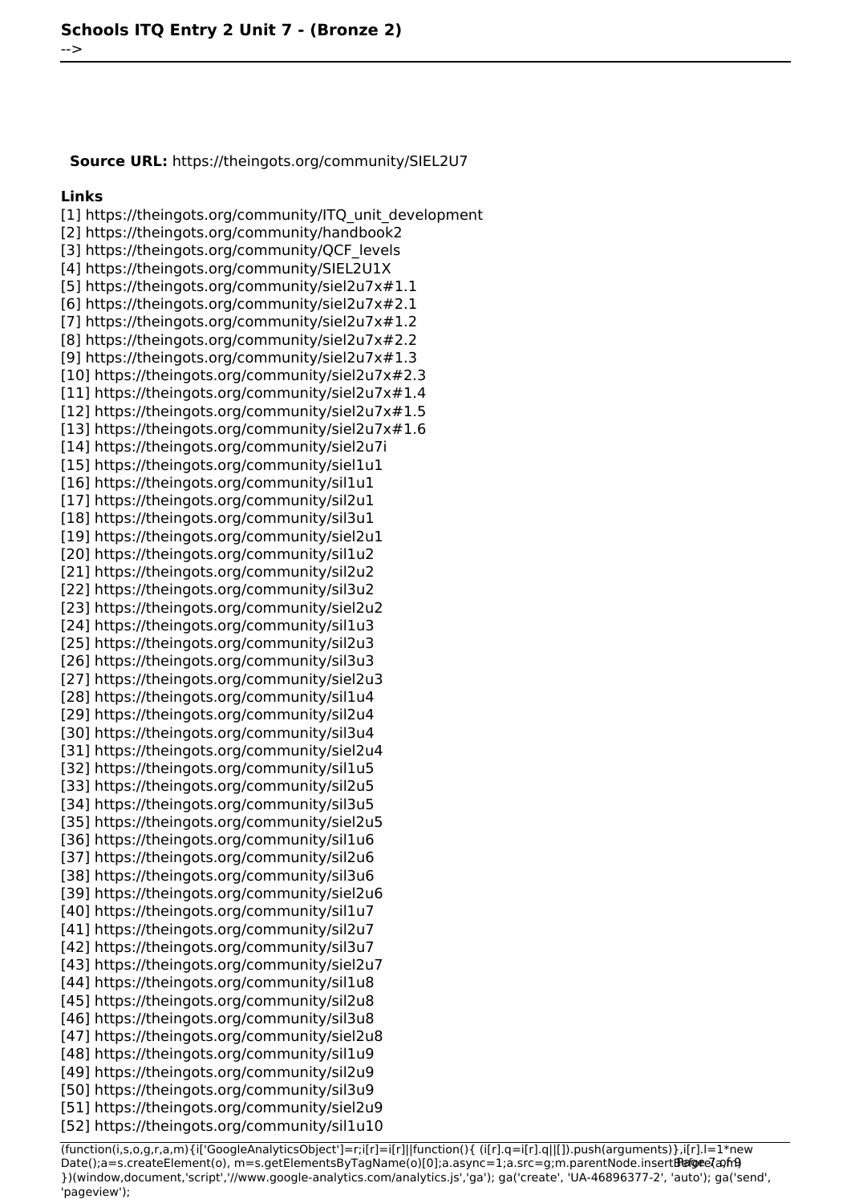**Source URL:** https://theingots.org/community/SIEL2U7

**Links**

[1] https://theingots.org/community/ITQ_unit_development
[2] https://theingots.org/community/handbook2
[3] https://theingots.org/community/QCF_levels
[4] https://theingots.org/community/SIEL2U1X
[5] https://theingots.org/community/siel2u7x#1.1
[6] https://theingots.org/community/siel2u7x#2.1
[7] https://theingots.org/community/siel2u7x#1.2
[8] https://theingots.org/community/siel2u7x#2.2
[9] https://theingots.org/community/siel2u7x#1.3
[10] https://theingots.org/community/siel2u7x#2.3
[11] https://theingots.org/community/siel2u7x#1.4
[12] https://theingots.org/community/siel2u7x#1.5
[13] https://theingots.org/community/siel2u7x#1.6
[14] https://theingots.org/community/siel2u7i
[15] https://theingots.org/community/siel1u1
[16] https://theingots.org/community/sil1u1
[17] https://theingots.org/community/sil2u1
[18] https://theingots.org/community/sil3u1
[19] https://theingots.org/community/siel2u1
[20] https://theingots.org/community/sil1u2
[21] https://theingots.org/community/sil2u2
[22] https://theingots.org/community/sil3u2
[23] https://theingots.org/community/siel2u2
[24] https://theingots.org/community/sil1u3
[25] https://theingots.org/community/sil2u3
[26] https://theingots.org/community/sil3u3
[27] https://theingots.org/community/siel2u3
[28] https://theingots.org/community/sil1u4
[29] https://theingots.org/community/sil2u4
[30] https://theingots.org/community/sil3u4
[31] https://theingots.org/community/siel2u4
[32] https://theingots.org/community/sil1u5
[33] https://theingots.org/community/sil2u5
[34] https://theingots.org/community/sil3u5
[35] https://theingots.org/community/siel2u5
[36] https://theingots.org/community/sil1u6
[37] https://theingots.org/community/sil2u6
[38] https://theingots.org/community/sil3u6
[39] https://theingots.org/community/siel2u6
[40] https://theingots.org/community/sil1u7
[41] https://theingots.org/community/sil2u7
[42] https://theingots.org/community/sil3u7
[43] https://theingots.org/community/siel2u7
[44] https://theingots.org/community/sil1u8
[45] https://theingots.org/community/sil2u8
[46] https://theingots.org/community/sil3u8
[47] https://theingots.org/community/siel2u8
[48] https://theingots.org/community/sil1u9
[49] https://theingots.org/community/sil2u9
[50] https://theingots.org/community/sil3u9
[51] https://theingots.org/community/siel2u9
[52] https://theingots.org/community/sil1u10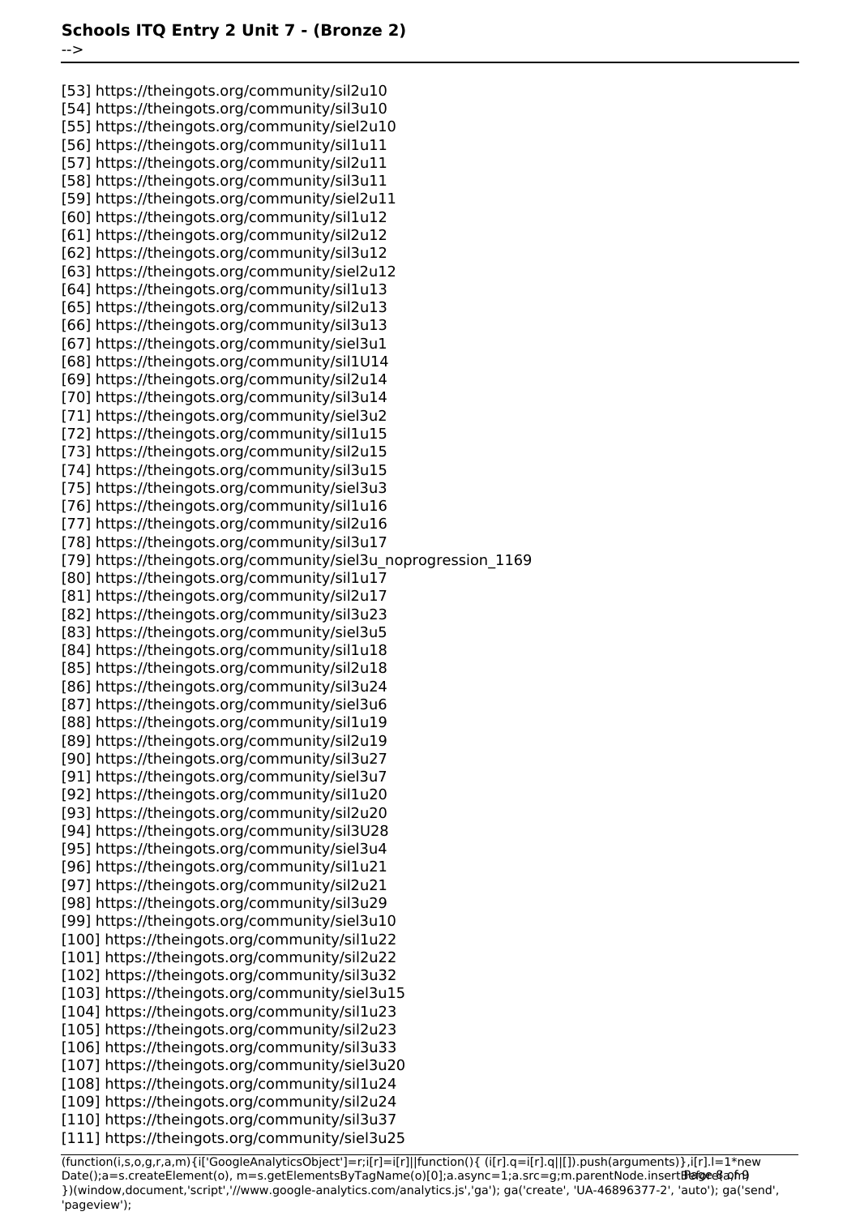[53] https://theingots.org/community/sil2u10
[54] https://theingots.org/community/sil3u10
[55] https://theingots.org/community/siel2u10
[56] https://theingots.org/community/sil1u11
[57] https://theingots.org/community/sil2u11
[58] https://theingots.org/community/sil3u11
[59] https://theingots.org/community/siel2u11
[60] https://theingots.org/community/sil1u12
[61] https://theingots.org/community/sil2u12
[62] https://theingots.org/community/sil3u12
[63] https://theingots.org/community/siel2u12
[64] https://theingots.org/community/sil1u13
[65] https://theingots.org/community/sil2u13
[66] https://theingots.org/community/sil3u13
[67] https://theingots.org/community/siel3u1
[68] https://theingots.org/community/sil1U14
[69] https://theingots.org/community/sil2u14
[70] https://theingots.org/community/sil3u14
[71] https://theingots.org/community/siel3u2
[72] https://theingots.org/community/sil1u15
[73] https://theingots.org/community/sil2u15
[74] https://theingots.org/community/sil3u15
[75] https://theingots.org/community/siel3u3
[76] https://theingots.org/community/sil1u16
[77] https://theingots.org/community/sil2u16
[78] https://theingots.org/community/sil3u17
[79] https://theingots.org/community/siel3u_noprogression_1169
[80] https://theingots.org/community/sil1u17
[81] https://theingots.org/community/sil2u17
[82] https://theingots.org/community/sil3u23
[83] https://theingots.org/community/siel3u5
[84] https://theingots.org/community/sil1u18
[85] https://theingots.org/community/sil2u18
[86] https://theingots.org/community/sil3u24
[87] https://theingots.org/community/siel3u6
[88] https://theingots.org/community/sil1u19
[89] https://theingots.org/community/sil2u19
[90] https://theingots.org/community/sil3u27
[91] https://theingots.org/community/siel3u7
[92] https://theingots.org/community/sil1u20
[93] https://theingots.org/community/sil2u20
[94] https://theingots.org/community/sil3U28
[95] https://theingots.org/community/siel3u4
[96] https://theingots.org/community/sil1u21
[97] https://theingots.org/community/sil2u21
[98] https://theingots.org/community/sil3u29
[99] https://theingots.org/community/siel3u10
[100] https://theingots.org/community/sil1u22
[101] https://theingots.org/community/sil2u22
[102] https://theingots.org/community/sil3u32
[103] https://theingots.org/community/siel3u15
[104] https://theingots.org/community/sil1u23
[105] https://theingots.org/community/sil2u23
[106] https://theingots.org/community/sil3u33
[107] https://theingots.org/community/siel3u20
[108] https://theingots.org/community/sil1u24
[109] https://theingots.org/community/sil2u24
[110] https://theingots.org/community/sil3u37
[111] https://theingots.org/community/siel3u25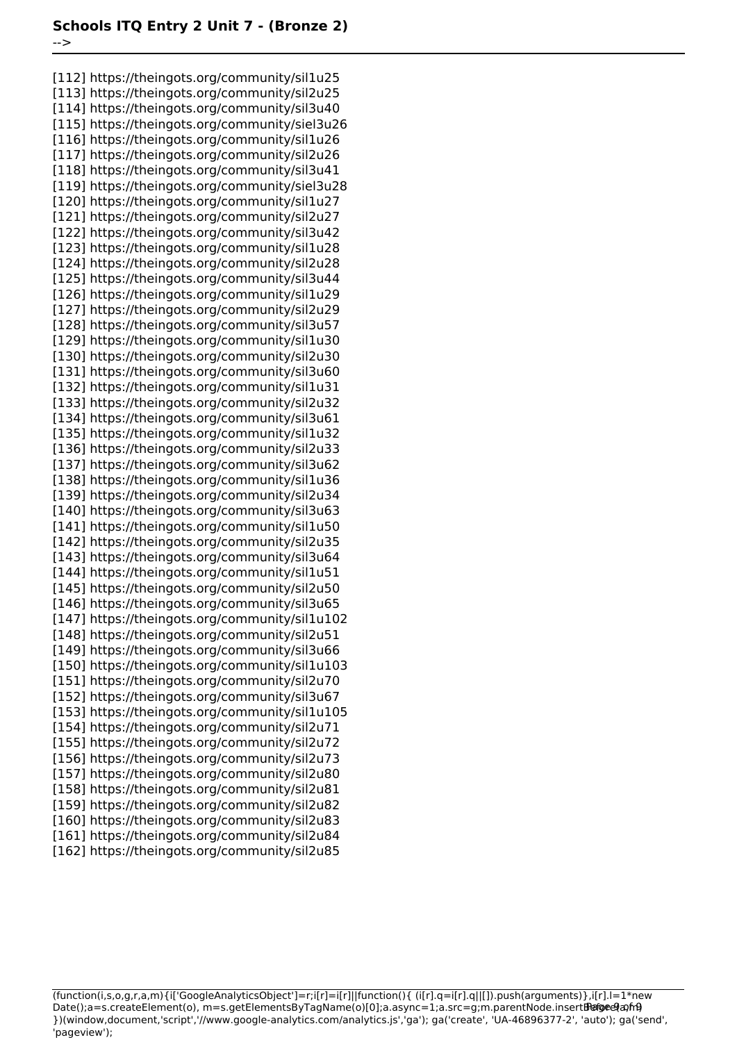[112] https://theingots.org/community/sil1u25
[113] https://theingots.org/community/sil2u25
[114] https://theingots.org/community/sil3u40
[115] https://theingots.org/community/siel3u26
[116] https://theingots.org/community/sil1u26
[117] https://theingots.org/community/sil2u26
[118] https://theingots.org/community/sil3u41
[119] https://theingots.org/community/siel3u28
[120] https://theingots.org/community/sil1u27
[121] https://theingots.org/community/sil2u27
[122] https://theingots.org/community/sil3u42
[123] https://theingots.org/community/sil1u28
[124] https://theingots.org/community/sil2u28
[125] https://theingots.org/community/sil3u44
[126] https://theingots.org/community/sil1u29
[127] https://theingots.org/community/sil2u29
[128] https://theingots.org/community/sil3u57
[129] https://theingots.org/community/sil1u30
[130] https://theingots.org/community/sil2u30
[131] https://theingots.org/community/sil3u60
[132] https://theingots.org/community/sil1u31
[133] https://theingots.org/community/sil2u32
[134] https://theingots.org/community/sil3u61
[135] https://theingots.org/community/sil1u32
[136] https://theingots.org/community/sil2u33
[137] https://theingots.org/community/sil3u62
[138] https://theingots.org/community/sil1u36
[139] https://theingots.org/community/sil2u34
[140] https://theingots.org/community/sil3u63
[141] https://theingots.org/community/sil1u50
[142] https://theingots.org/community/sil2u35
[143] https://theingots.org/community/sil3u64
[144] https://theingots.org/community/sil1u51
[145] https://theingots.org/community/sil2u50
[146] https://theingots.org/community/sil3u65
[147] https://theingots.org/community/sil1u102
[148] https://theingots.org/community/sil2u51
[149] https://theingots.org/community/sil3u66
[150] https://theingots.org/community/sil1u103
[151] https://theingots.org/community/sil2u70
[152] https://theingots.org/community/sil3u67
[153] https://theingots.org/community/sil1u105
[154] https://theingots.org/community/sil2u71
[155] https://theingots.org/community/sil2u72
[156] https://theingots.org/community/sil2u73
[157] https://theingots.org/community/sil2u80
[158] https://theingots.org/community/sil2u81
[159] https://theingots.org/community/sil2u82
[160] https://theingots.org/community/sil2u83
[161] https://theingots.org/community/sil2u84
[162] https://theingots.org/community/sil2u85